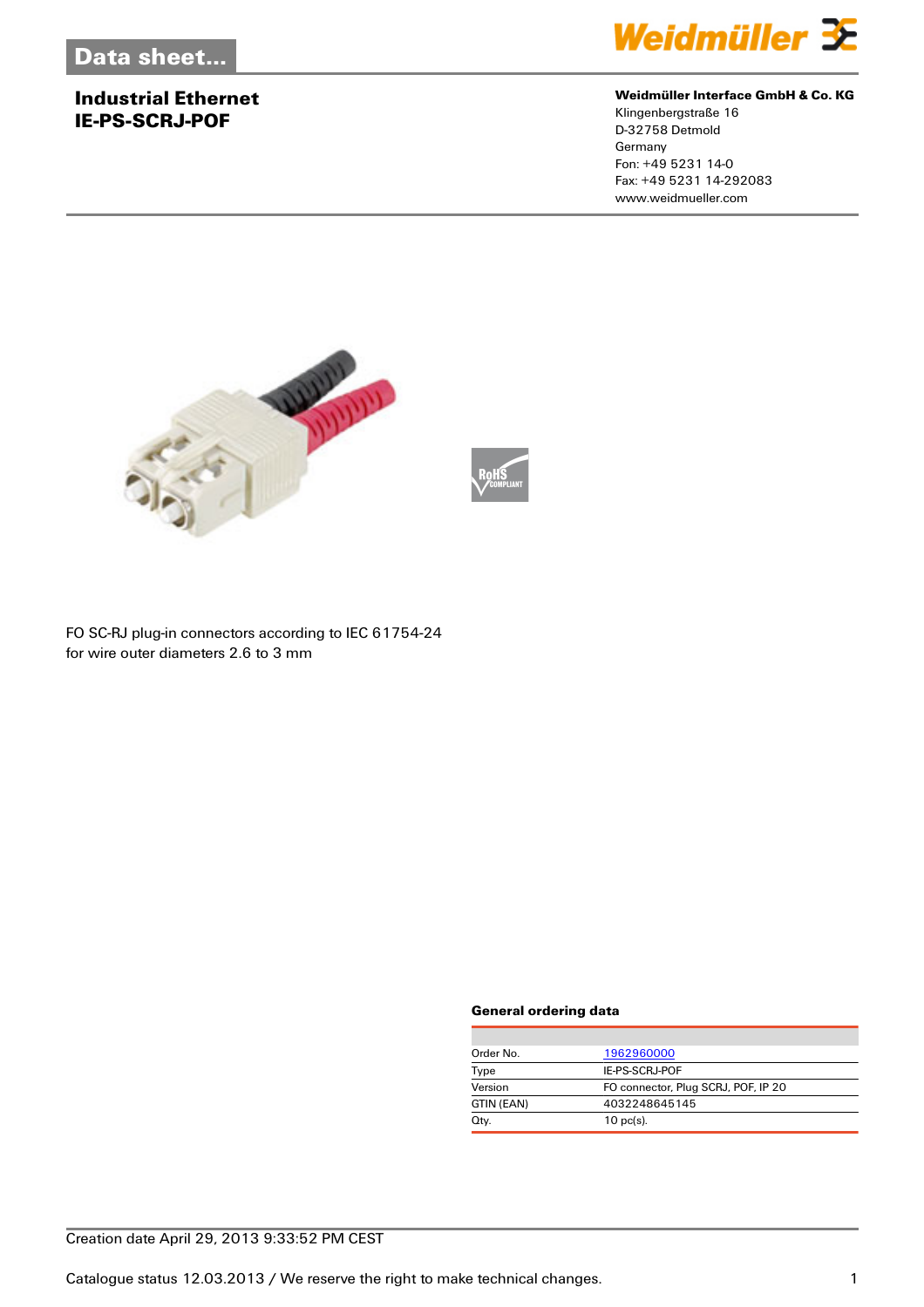Data sheet...

# Industrial Ethernet
# IE-PS-SCRJ-POF

**Weidmüller Interface GmbH & Co. KG**
Klingenbergstraße 16
D-32758 Detmold
Germany
Fon: +49 5231 14-0
Fax: +49 5231 14-292083
www.weidmueller.com

FO SC-RJ plug-in connectors according to IEC 61754-24
for wire outer diameters 2.6 to 3 mm

### General ordering data

| | |
|---|---|
| Order No. | 1962960000 |
| Type | IE-PS-SCRJ-POF |
| Version | FO connector, Plug SCRJ, POF, IP 20 |
| GTIN (EAN) | 4032248645145 |
| Qty. | 10 pc(s). |

Creation date April 29, 2013 9:33:52 PM CEST

Catalogue status 12.03.2013 / We reserve the right to make technical changes.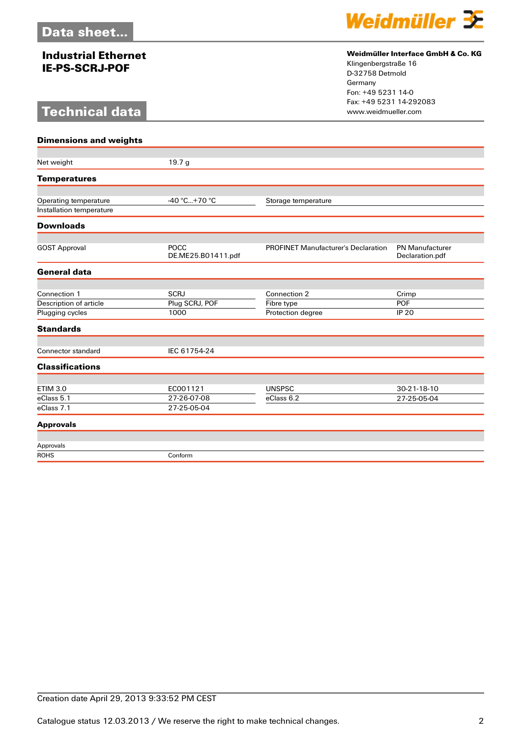# Data sheet...

**Industrial Ethernet**
**IE-PS-SCRJ-POF**

**Weidmüller Interface GmbH & Co. KG**
Klingenbergstraße 16
D-32758 Detmold
Germany
Fon: +49 5231 14-0
Fax: +49 5231 14-292083
www.weidmueller.com

## Technical data

### Dimensions and weights

| | |
|---|---|
| Net weight | 19.7 g |

### Temperatures

| | | | |
|---|---|---|---|
| Operating temperature | -40 °C...+70 °C | Storage temperature | |
| Installation temperature | | | |

### Downloads

| | | | |
|---|---|---|---|
| GOST Approval | POCC DE.ME25.B01411.pdf | PROFINET Manufacturer's Declaration | PN Manufacturer Declaration.pdf |

### General data

| | | | |
|---|---|---|---|
| Connection 1 | SCRJ | Connection 2 | Crimp |
| Description of article | Plug SCRJ, POF | Fibre type | POF |
| Plugging cycles | 1000 | Protection degree | IP 20 |

### Standards

| | |
|---|---|
| Connector standard | IEC 61754-24 |

### Classifications

| | | | |
|---|---|---|---|
| ETIM 3.0 | EC001121 | UNSPSC | 30-21-18-10 |
| eClass 5.1 | 27-26-07-08 | eClass 6.2 | 27-25-05-04 |
| eClass 7.1 | 27-25-05-04 | | |

### Approvals

| | |
|---|---|
| Approvals | |
| ROHS | Conform |

Creation date April 29, 2013 9:33:52 PM CEST

Catalogue status 12.03.2013 / We reserve the right to make technical changes.